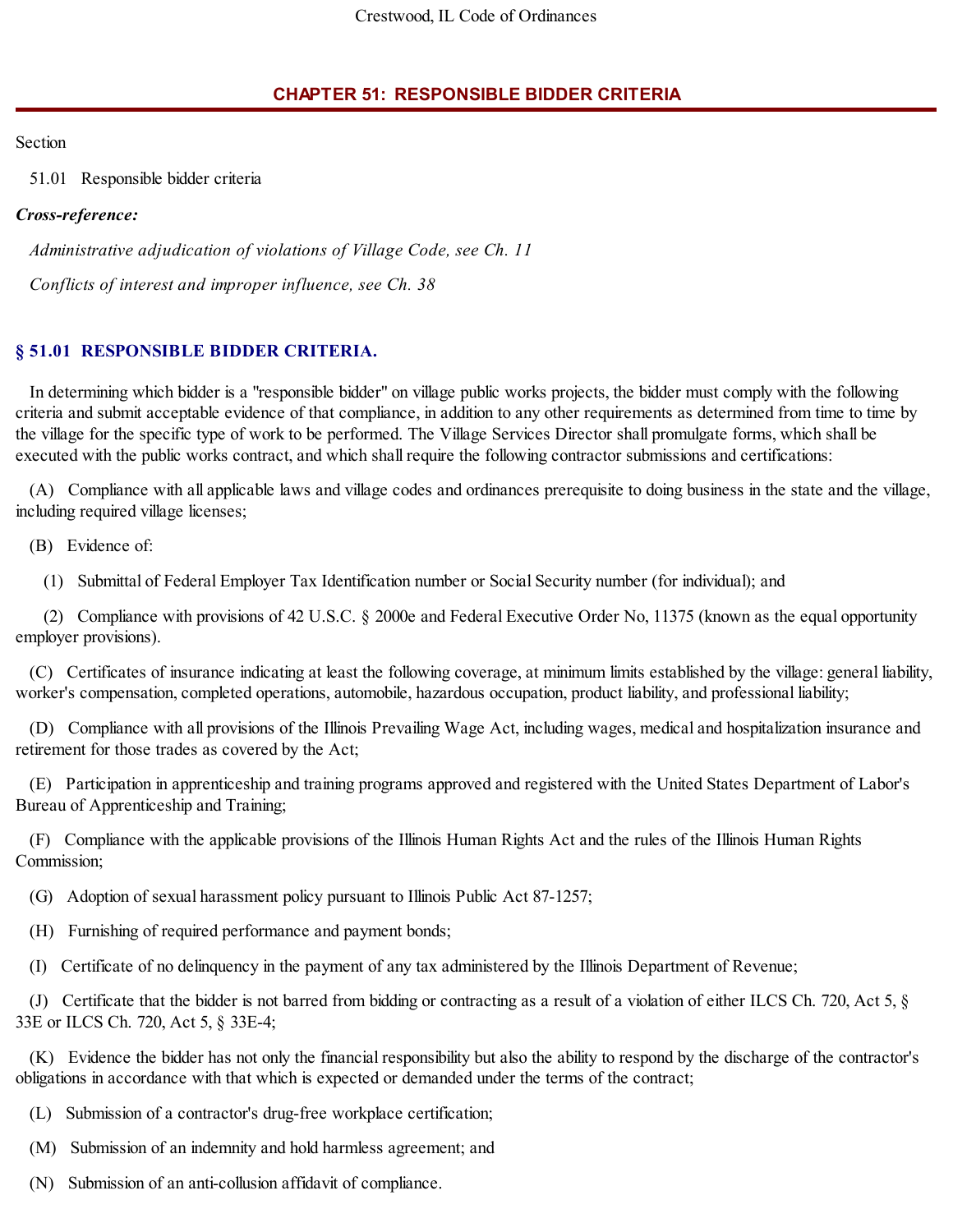# CHAPTER 51: RESPONSIBLE BIDDER CRITERIA

Section

51.01 Responsible bidder criteria

***Cross-reference:***

*Administrative adjudication of violations of Village Code, see Ch. 11*

*Conflicts of interest and improper influence, see Ch. 38*

## § 51.01 RESPONSIBLE BIDDER CRITERIA.

In determining which bidder is a "responsible bidder" on village public works projects, the bidder must comply with the following criteria and submit acceptable evidence of that compliance, in addition to any other requirements as determined from time to time by the village for the specific type of work to be performed. The Village Services Director shall promulgate forms, which shall be executed with the public works contract, and which shall require the following contractor submissions and certifications:

(A) Compliance with all applicable laws and village codes and ordinances prerequisite to doing business in the state and the village, including required village licenses;

(B) Evidence of:

(1) Submittal of Federal Employer Tax Identification number or Social Security number (for individual); and

(2) Compliance with provisions of 42 U.S.C. § 2000e and Federal Executive Order No, 11375 (known as the equal opportunity employer provisions).

(C) Certificates of insurance indicating at least the following coverage, at minimum limits established by the village: general liability, worker's compensation, completed operations, automobile, hazardous occupation, product liability, and professional liability;

(D) Compliance with all provisions of the Illinois Prevailing Wage Act, including wages, medical and hospitalization insurance and retirement for those trades as covered by the Act;

(E) Participation in apprenticeship and training programs approved and registered with the United States Department of Labor's Bureau of Apprenticeship and Training;

(F) Compliance with the applicable provisions of the Illinois Human Rights Act and the rules of the Illinois Human Rights Commission;

(G) Adoption of sexual harassment policy pursuant to Illinois Public Act 87-1257;

(H) Furnishing of required performance and payment bonds;

(I) Certificate of no delinquency in the payment of any tax administered by the Illinois Department of Revenue;

(J) Certificate that the bidder is not barred from bidding or contracting as a result of a violation of either ILCS Ch. 720, Act 5, § 33E or ILCS Ch. 720, Act 5, § 33E-4;

(K) Evidence the bidder has not only the financial responsibility but also the ability to respond by the discharge of the contractor's obligations in accordance with that which is expected or demanded under the terms of the contract;

(L) Submission of a contractor's drug-free workplace certification;

(M) Submission of an indemnity and hold harmless agreement; and

(N) Submission of an anti-collusion affidavit of compliance.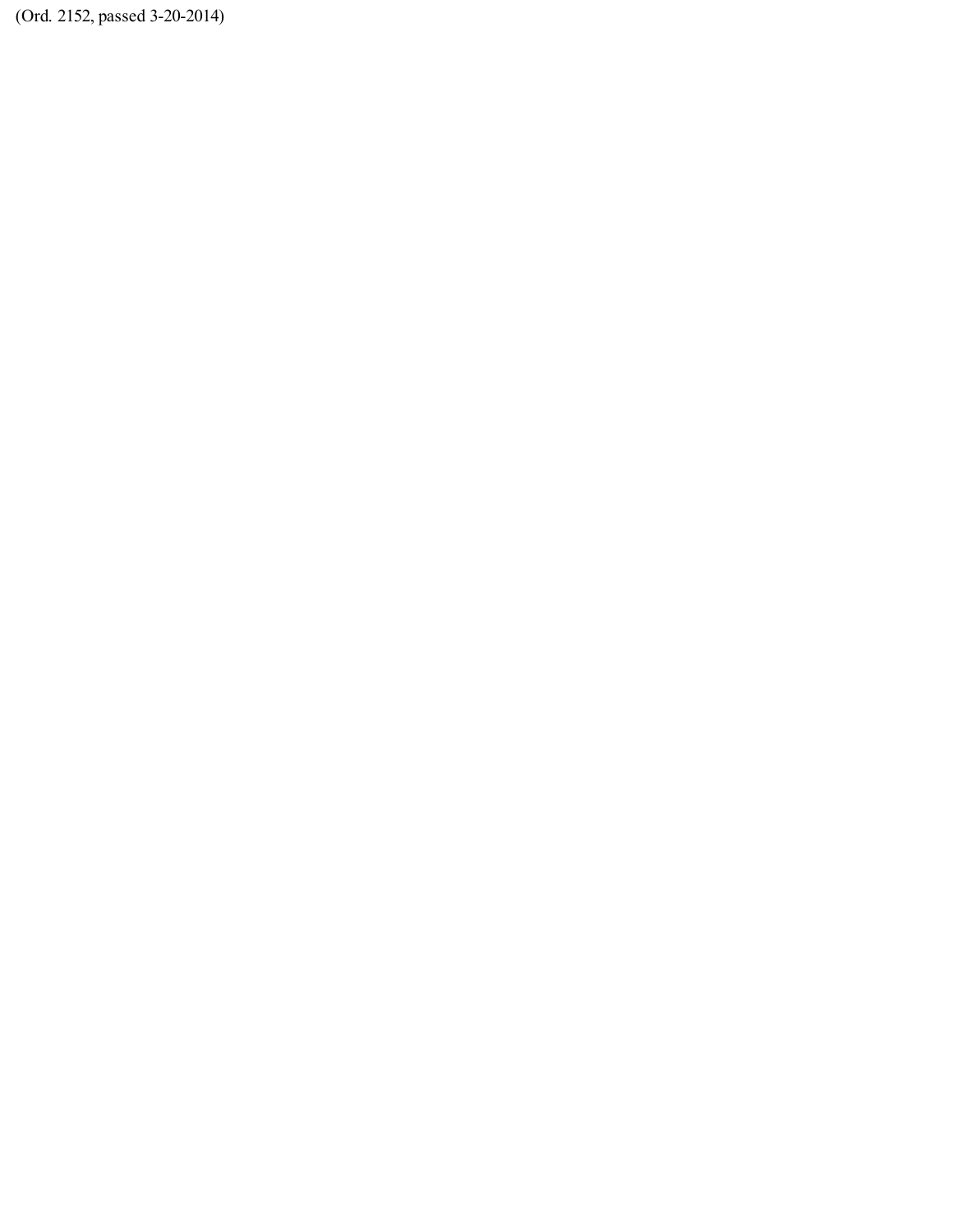(Ord. 2152, passed 3-20-2014)